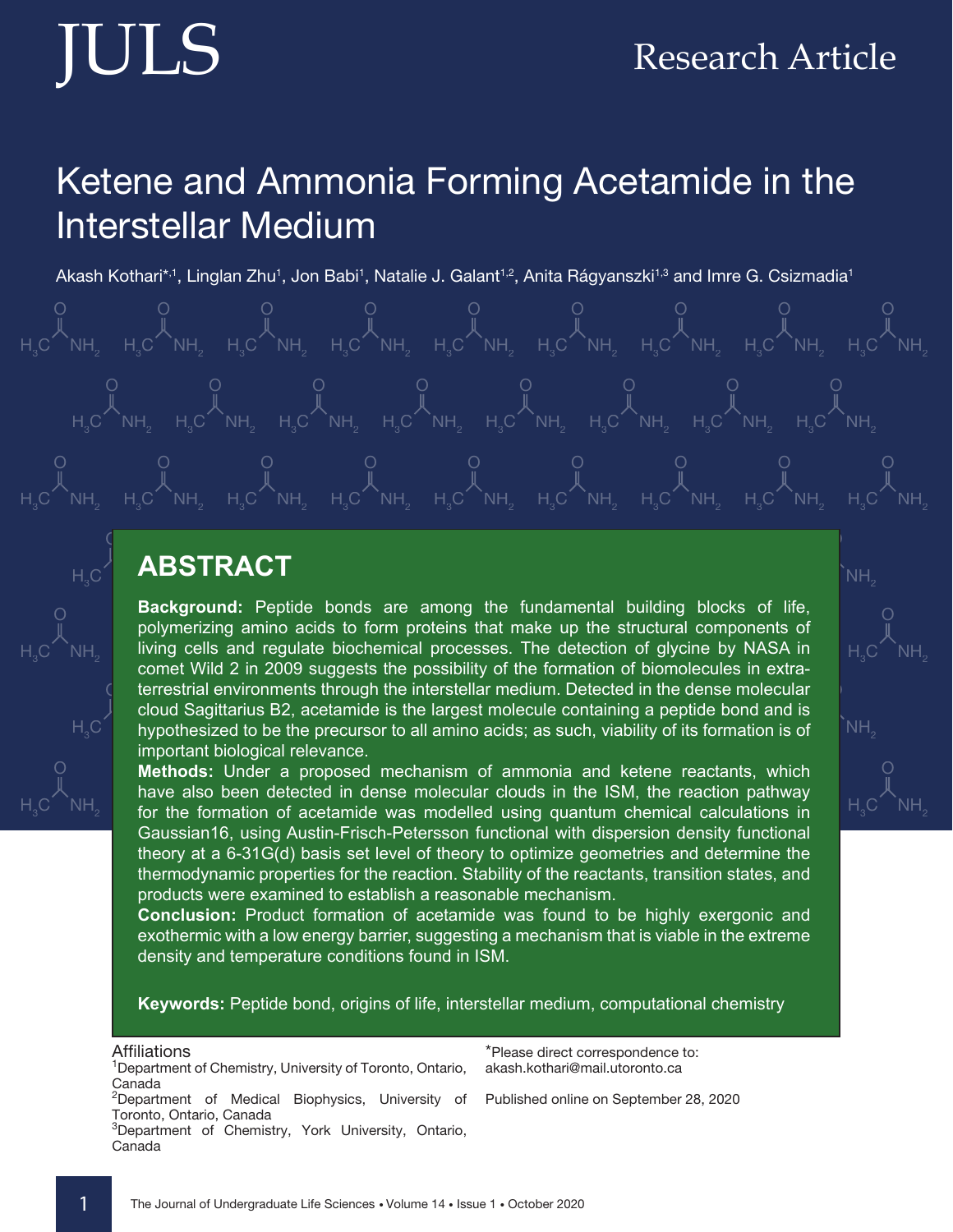Research Article

# Ketene and Ammonia Forming Acetamide in the Interstellar Medium

Akash Kothari*[,1], Linglan Zhu[1], Jon Babi[1], Natalie J. Galant[1,2], Anita Rágyanszki[1,3] and Imre G. Csizmadia[1]

## ABSTRACT

**Background:** Peptide bonds are among the fundamental building blocks of life, polymerizing amino acids to form proteins that make up the structural components of living cells and regulate biochemical processes. The detection of glycine by NASA in comet Wild 2 in 2009 suggests the possibility of the formation of biomolecules in extra-terrestrial environments through the interstellar medium. Detected in the dense molecular cloud Sagittarius B2, acetamide is the largest molecule containing a peptide bond and is hypothesized to be the precursor to all amino acids; as such, viability of its formation is of important biological relevance.

**Methods:** Under a proposed mechanism of ammonia and ketene reactants, which have also been detected in dense molecular clouds in the ISM, the reaction pathway for the formation of acetamide was modelled using quantum chemical calculations in Gaussian16, using Austin-Frisch-Petersson functional with dispersion density functional theory at a 6-31G(d) basis set level of theory to optimize geometries and determine the thermodynamic properties for the reaction. Stability of the reactants, transition states, and products were examined to establish a reasonable mechanism.

**Conclusion:** Product formation of acetamide was found to be highly exergonic and exothermic with a low energy barrier, suggesting a mechanism that is viable in the extreme density and temperature conditions found in ISM.

**Keywords:** Peptide bond, origins of life, interstellar medium, computational chemistry

Affiliations

[1]Department of Chemistry, University of Toronto, Ontario, Canada

[2]Department of Medical Biophysics, University of Toronto, Ontario, Canada

[3]Department of Chemistry, York University, Ontario, Canada

*Please direct correspondence to: akash.kothari@mail.utoronto.ca

Published online on September 28, 2020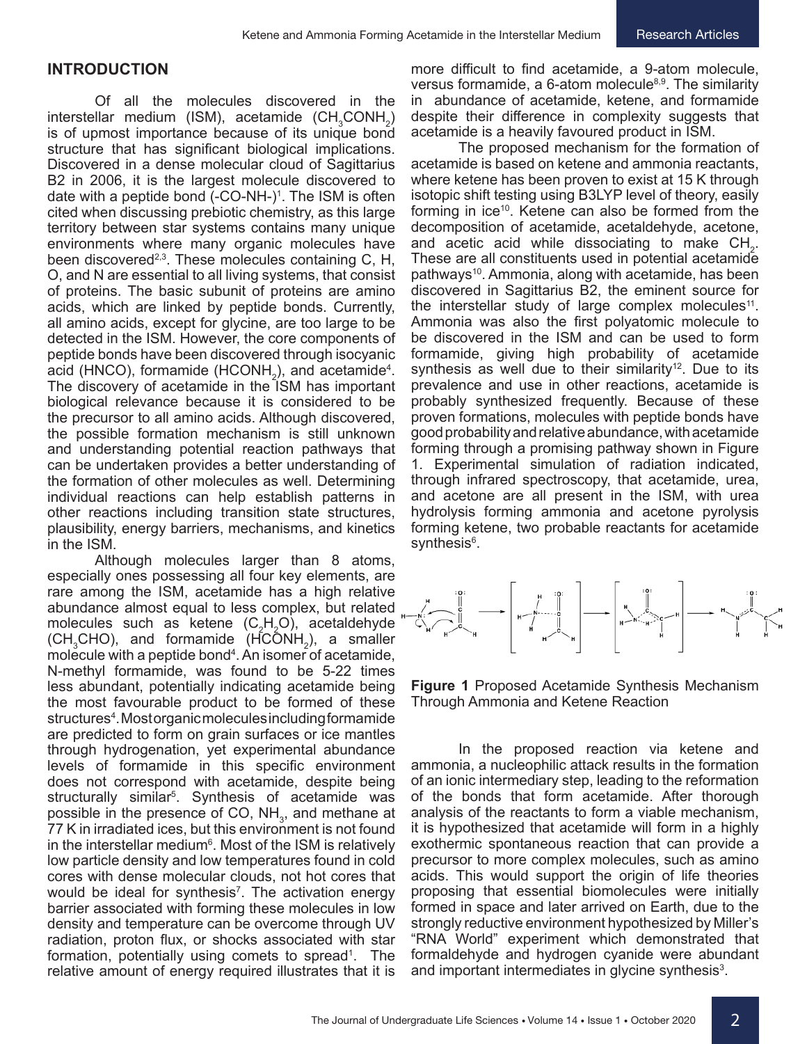## INTRODUCTION

Of all the molecules discovered in the interstellar medium (ISM), acetamide ($CH_3CONH_2$) is of upmost importance because of its unique bond structure that has significant biological implications. Discovered in a dense molecular cloud of Sagittarius B2 in 2006, it is the largest molecule discovered to date with a peptide bond (-CO-NH-)[1]. The ISM is often cited when discussing prebiotic chemistry, as this large territory between star systems contains many unique environments where many organic molecules have been discovered[2,3]. These molecules containing C, H, O, and N are essential to all living systems, that consist of proteins. The basic subunit of proteins are amino acids, which are linked by peptide bonds. Currently, all amino acids, except for glycine, are too large to be detected in the ISM. However, the core components of peptide bonds have been discovered through isocyanic acid (HNCO), formamide ($HCONH_2$), and acetamide[4]. The discovery of acetamide in the ISM has important biological relevance because it is considered to be the precursor to all amino acids. Although discovered, the possible formation mechanism is still unknown and understanding potential reaction pathways that can be undertaken provides a better understanding of the formation of other molecules as well. Determining individual reactions can help establish patterns in other reactions including transition state structures, plausibility, energy barriers, mechanisms, and kinetics in the ISM.

Although molecules larger than 8 atoms, especially ones possessing all four key elements, are rare among the ISM, acetamide has a high relative abundance almost equal to less complex, but related molecules such as ketene ($C_2H_2O$), acetaldehyde ($CH_3CHO$), and formamide ($HCONH_2$), a smaller molecule with a peptide bond[4]. An isomer of acetamide, N-methyl formamide, was found to be 5-22 times less abundant, potentially indicating acetamide being the most favourable product to be formed of these structures[4]. Most organic molecules including formamide are predicted to form on grain surfaces or ice mantles through hydrogenation, yet experimental abundance levels of formamide in this specific environment does not correspond with acetamide, despite being structurally similar[5]. Synthesis of acetamide was possible in the presence of CO, $NH_3$, and methane at 77 K in irradiated ices, but this environment is not found in the interstellar medium[6]. Most of the ISM is relatively low particle density and low temperatures found in cold cores with dense molecular clouds, not hot cores that would be ideal for synthesis[7]. The activation energy barrier associated with forming these molecules in low density and temperature can be overcome through UV radiation, proton flux, or shocks associated with star formation, potentially using comets to spread[1]. The relative amount of energy required illustrates that it is more difficult to find acetamide, a 9-atom molecule, versus formamide, a 6-atom molecule[8,9]. The similarity in abundance of acetamide, ketene, and formamide despite their difference in complexity suggests that acetamide is a heavily favoured product in ISM.

The proposed mechanism for the formation of acetamide is based on ketene and ammonia reactants, where ketene has been proven to exist at 15 K through isotopic shift testing using B3LYP level of theory, easily forming in ice[10]. Ketene can also be formed from the decomposition of acetamide, acetaldehyde, acetone, and acetic acid while dissociating to make $CH_2$. These are all constituents used in potential acetamide pathways[10]. Ammonia, along with acetamide, has been discovered in Sagittarius B2, the eminent source for the interstellar study of large complex molecules[11]. Ammonia was also the first polyatomic molecule to be discovered in the ISM and can be used to form formamide, giving high probability of acetamide synthesis as well due to their similarity[12]. Due to its prevalence and use in other reactions, acetamide is probably synthesized frequently. Because of these proven formations, molecules with peptide bonds have good probability and relative abundance, with acetamide forming through a promising pathway shown in Figure 1. Experimental simulation of radiation indicated, through infrared spectroscopy, that acetamide, urea, and acetone are all present in the ISM, with urea hydrolysis forming ammonia and acetone pyrolysis forming ketene, two probable reactants for acetamide synthesis[6].

**Figure 1** Proposed Acetamide Synthesis Mechanism Through Ammonia and Ketene Reaction

In the proposed reaction via ketene and ammonia, a nucleophilic attack results in the formation of an ionic intermediary step, leading to the reformation of the bonds that form acetamide. After thorough analysis of the reactants to form a viable mechanism, it is hypothesized that acetamide will form in a highly exothermic spontaneous reaction that can provide a precursor to more complex molecules, such as amino acids. This would support the origin of life theories proposing that essential biomolecules were initially formed in space and later arrived on Earth, due to the strongly reductive environment hypothesized by Miller's "RNA World" experiment which demonstrated that formaldehyde and hydrogen cyanide were abundant and important intermediates in glycine synthesis[3].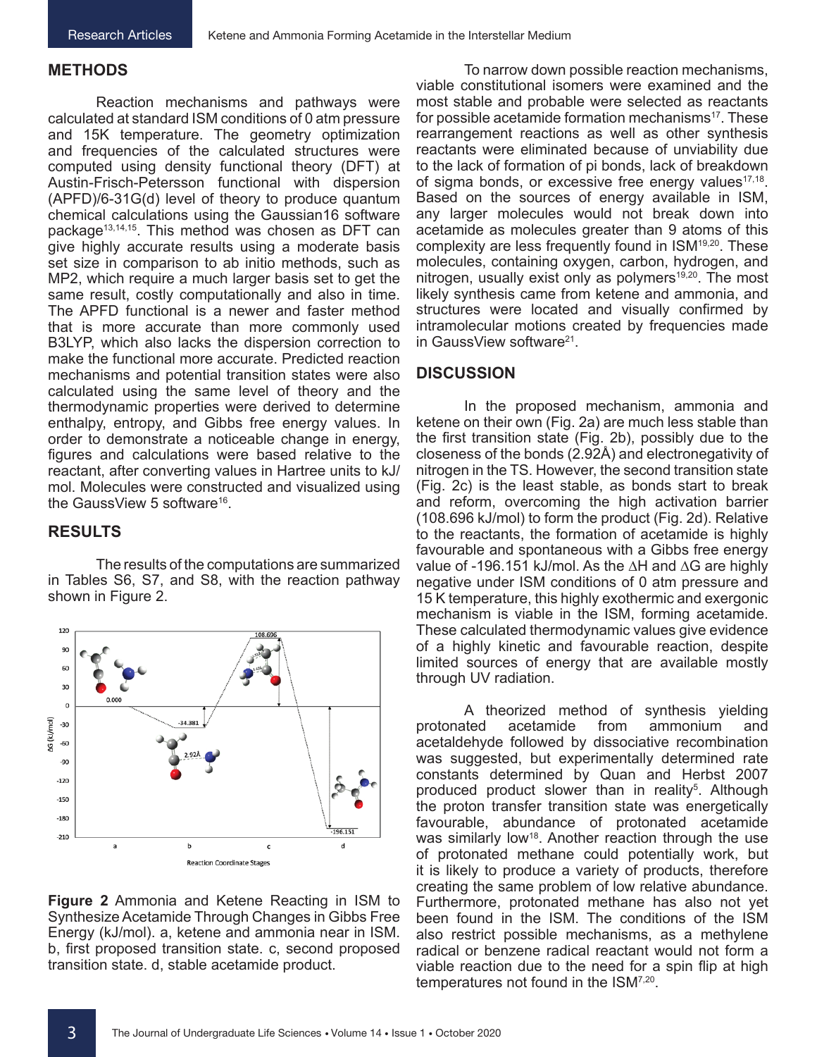## METHODS

Reaction mechanisms and pathways were calculated at standard ISM conditions of 0 atm pressure and 15K temperature. The geometry optimization and frequencies of the calculated structures were computed using density functional theory (DFT) at Austin-Frisch-Petersson functional with dispersion (APFD)/6-31G(d) level of theory to produce quantum chemical calculations using the Gaussian16 software package[13,14,15]. This method was chosen as DFT can give highly accurate results using a moderate basis set size in comparison to ab initio methods, such as MP2, which require a much larger basis set to get the same result, costly computationally and also in time. The APFD functional is a newer and faster method that is more accurate than more commonly used B3LYP, which also lacks the dispersion correction to make the functional more accurate. Predicted reaction mechanisms and potential transition states were also calculated using the same level of theory and the thermodynamic properties were derived to determine enthalpy, entropy, and Gibbs free energy values. In order to demonstrate a noticeable change in energy, figures and calculations were based relative to the reactant, after converting values in Hartree units to kJ/mol. Molecules were constructed and visualized using the GaussView 5 software[16].

## RESULTS

The results of the computations are summarized in Tables S6, S7, and S8, with the reaction pathway shown in Figure 2.

**Figure 2** Ammonia and Ketene Reacting in ISM to Synthesize Acetamide Through Changes in Gibbs Free Energy (kJ/mol). a, ketene and ammonia near in ISM. b, first proposed transition state. c, second proposed transition state. d, stable acetamide product.

To narrow down possible reaction mechanisms, viable constitutional isomers were examined and the most stable and probable were selected as reactants for possible acetamide formation mechanisms[17]. These rearrangement reactions as well as other synthesis reactants were eliminated because of unviability due to the lack of formation of pi bonds, lack of breakdown of sigma bonds, or excessive free energy values[17,18]. Based on the sources of energy available in ISM, any larger molecules would not break down into acetamide as molecules greater than 9 atoms of this complexity are less frequently found in ISM[19,20]. These molecules, containing oxygen, carbon, hydrogen, and nitrogen, usually exist only as polymers[19,20]. The most likely synthesis came from ketene and ammonia, and structures were located and visually confirmed by intramolecular motions created by frequencies made in GaussView software[21].

## DISCUSSION

In the proposed mechanism, ammonia and ketene on their own (Fig. 2a) are much less stable than the first transition state (Fig. 2b), possibly due to the closeness of the bonds (2.92Å) and electronegativity of nitrogen in the TS. However, the second transition state (Fig. 2c) is the least stable, as bonds start to break and reform, overcoming the high activation barrier (108.696 kJ/mol) to form the product (Fig. 2d). Relative to the reactants, the formation of acetamide is highly favourable and spontaneous with a Gibbs free energy value of -196.151 kJ/mol. As the $\Delta H$ and $\Delta G$ are highly negative under ISM conditions of 0 atm pressure and 15 K temperature, this highly exothermic and exergonic mechanism is viable in the ISM, forming acetamide. These calculated thermodynamic values give evidence of a highly kinetic and favourable reaction, despite limited sources of energy that are available mostly through UV radiation.

A theorized method of synthesis yielding protonated acetamide from ammonium and acetaldehyde followed by dissociative recombination was suggested, but experimentally determined rate constants determined by Quan and Herbst 2007 produced product slower than in reality[5]. Although the proton transfer transition state was energetically favourable, abundance of protonated acetamide was similarly low[18]. Another reaction through the use of protonated methane could potentially work, but it is likely to produce a variety of products, therefore creating the same problem of low relative abundance. Furthermore, protonated methane has also not yet been found in the ISM. The conditions of the ISM also restrict possible mechanisms, as a methylene radical or benzene radical reactant would not form a viable reaction due to the need for a spin flip at high temperatures not found in the ISM[7,20].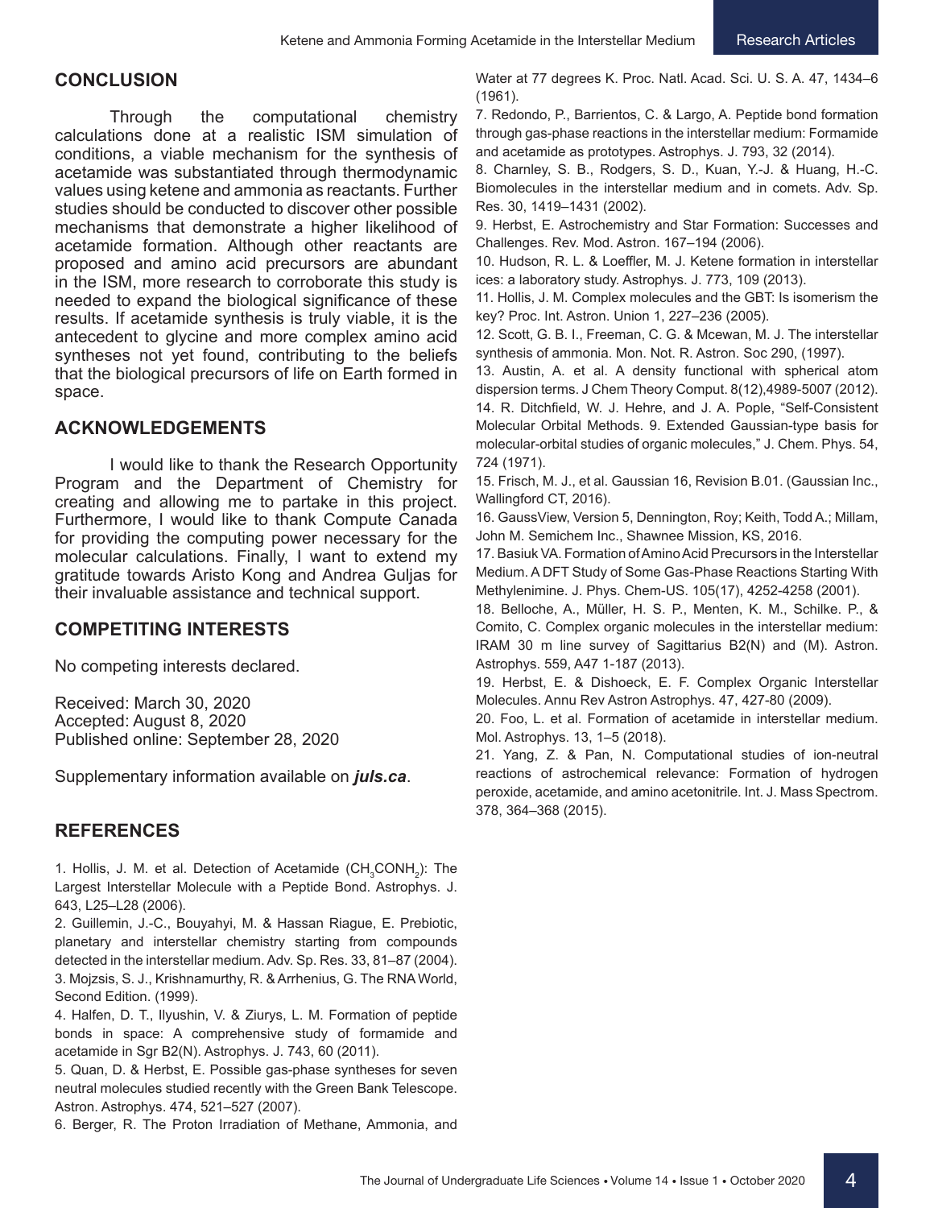## CONCLUSION

Through the computational chemistry calculations done at a realistic ISM simulation of conditions, a viable mechanism for the synthesis of acetamide was substantiated through thermodynamic values using ketene and ammonia as reactants. Further studies should be conducted to discover other possible mechanisms that demonstrate a higher likelihood of acetamide formation. Although other reactants are proposed and amino acid precursors are abundant in the ISM, more research to corroborate this study is needed to expand the biological significance of these results. If acetamide synthesis is truly viable, it is the antecedent to glycine and more complex amino acid syntheses not yet found, contributing to the beliefs that the biological precursors of life on Earth formed in space.

## ACKNOWLEDGEMENTS

I would like to thank the Research Opportunity Program and the Department of Chemistry for creating and allowing me to partake in this project. Furthermore, I would like to thank Compute Canada for providing the computing power necessary for the molecular calculations. Finally, I want to extend my gratitude towards Aristo Kong and Andrea Guljas for their invaluable assistance and technical support.

## COMPETITING INTERESTS

No competing interests declared.

Received: March 30, 2020
Accepted: August 8, 2020
Published online: September 28, 2020

Supplementary information available on ***juls.ca***.

## REFERENCES

1. Hollis, J. M. et al. Detection of Acetamide ($CH_3CONH_2$): The Largest Interstellar Molecule with a Peptide Bond. Astrophys. J. 643, L25–L28 (2006).
2. Guillemin, J.-C., Bouyahyi, M. & Hassan Riague, E. Prebiotic, planetary and interstellar chemistry starting from compounds detected in the interstellar medium. Adv. Sp. Res. 33, 81–87 (2004).
3. Mojzsis, S. J., Krishnamurthy, R. & Arrhenius, G. The RNA World, Second Edition. (1999).
4. Halfen, D. T., Ilyushin, V. & Ziurys, L. M. Formation of peptide bonds in space: A comprehensive study of formamide and acetamide in Sgr B2(N). Astrophys. J. 743, 60 (2011).
5. Quan, D. & Herbst, E. Possible gas-phase syntheses for seven neutral molecules studied recently with the Green Bank Telescope. Astron. Astrophys. 474, 521–527 (2007).
6. Berger, R. The Proton Irradiation of Methane, Ammonia, and Water at 77 degrees K. Proc. Natl. Acad. Sci. U. S. A. 47, 1434–6 (1961).
7. Redondo, P., Barrientos, C. & Largo, A. Peptide bond formation through gas-phase reactions in the interstellar medium: Formamide and acetamide as prototypes. Astrophys. J. 793, 32 (2014).
8. Charnley, S. B., Rodgers, S. D., Kuan, Y.-J. & Huang, H.-C. Biomolecules in the interstellar medium and in comets. Adv. Sp. Res. 30, 1419–1431 (2002).
9. Herbst, E. Astrochemistry and Star Formation: Successes and Challenges. Rev. Mod. Astron. 167–194 (2006).
10. Hudson, R. L. & Loeffler, M. J. Ketene formation in interstellar ices: a laboratory study. Astrophys. J. 773, 109 (2013).
11. Hollis, J. M. Complex molecules and the GBT: Is isomerism the key? Proc. Int. Astron. Union 1, 227–236 (2005).
12. Scott, G. B. I., Freeman, C. G. & Mcewan, M. J. The interstellar synthesis of ammonia. Mon. Not. R. Astron. Soc 290, (1997).
13. Austin, A. et al. A density functional with spherical atom dispersion terms. J Chem Theory Comput. 8(12),4989-5007 (2012).
14. R. Ditchfield, W. J. Hehre, and J. A. Pople, "Self-Consistent Molecular Orbital Methods. 9. Extended Gaussian-type basis for molecular-orbital studies of organic molecules," J. Chem. Phys. 54, 724 (1971).
15. Frisch, M. J., et al. Gaussian 16, Revision B.01. (Gaussian Inc., Wallingford CT, 2016).
16. GaussView, Version 5, Dennington, Roy; Keith, Todd A.; Millam, John M. Semichem Inc., Shawnee Mission, KS, 2016.
17. Basiuk VA. Formation of Amino Acid Precursors in the Interstellar Medium. A DFT Study of Some Gas-Phase Reactions Starting With Methylenimine. J. Phys. Chem-US. 105(17), 4252-4258 (2001).
18. Belloche, A., Müller, H. S. P., Menten, K. M., Schilke. P., & Comito, C. Complex organic molecules in the interstellar medium: IRAM 30 m line survey of Sagittarius B2(N) and (M). Astron. Astrophys. 559, A47 1-187 (2013).
19. Herbst, E. & Dishoeck, E. F. Complex Organic Interstellar Molecules. Annu Rev Astron Astrophys. 47, 427-80 (2009).
20. Foo, L. et al. Formation of acetamide in interstellar medium. Mol. Astrophys. 13, 1–5 (2018).
21. Yang, Z. & Pan, N. Computational studies of ion-neutral reactions of astrochemical relevance: Formation of hydrogen peroxide, acetamide, and amino acetonitrile. Int. J. Mass Spectrom. 378, 364–368 (2015).